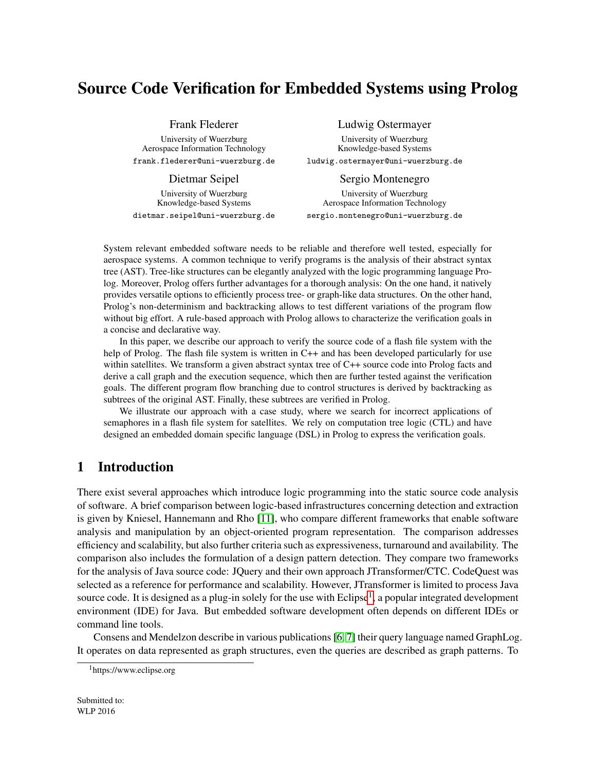# Source Code Verification for Embedded Systems using Prolog

Frank Flederer
University of Wuerzburg
Aerospace Information Technology
frank.flederer@uni-wuerzburg.de

Ludwig Ostermayer
University of Wuerzburg
Knowledge-based Systems
ludwig.ostermayer@uni-wuerzburg.de

Dietmar Seipel
University of Wuerzburg
Knowledge-based Systems
dietmar.seipel@uni-wuerzburg.de

Sergio Montenegro
University of Wuerzburg
Aerospace Information Technology
sergio.montenegro@uni-wuerzburg.de

System relevant embedded software needs to be reliable and therefore well tested, especially for aerospace systems. A common technique to verify programs is the analysis of their abstract syntax tree (AST). Tree-like structures can be elegantly analyzed with the logic programming language Prolog. Moreover, Prolog offers further advantages for a thorough analysis: On the one hand, it natively provides versatile options to efficiently process tree- or graph-like data structures. On the other hand, Prolog's non-determinism and backtracking allows to test different variations of the program flow without big effort. A rule-based approach with Prolog allows to characterize the verification goals in a concise and declarative way.

In this paper, we describe our approach to verify the source code of a flash file system with the help of Prolog. The flash file system is written in C++ and has been developed particularly for use within satellites. We transform a given abstract syntax tree of C++ source code into Prolog facts and derive a call graph and the execution sequence, which then are further tested against the verification goals. The different program flow branching due to control structures is derived by backtracking as subtrees of the original AST. Finally, these subtrees are verified in Prolog.

We illustrate our approach with a case study, where we search for incorrect applications of semaphores in a flash file system for satellites. We rely on computation tree logic (CTL) and have designed an embedded domain specific language (DSL) in Prolog to express the verification goals.

## 1 Introduction

There exist several approaches which introduce logic programming into the static source code analysis of software. A brief comparison between logic-based infrastructures concerning detection and extraction is given by Kniesel, Hannemann and Rho [11], who compare different frameworks that enable software analysis and manipulation by an object-oriented program representation. The comparison addresses efficiency and scalability, but also further criteria such as expressiveness, turnaround and availability. The comparison also includes the formulation of a design pattern detection. They compare two frameworks for the analysis of Java source code: JQuery and their own approach JTransformer/CTC. CodeQuest was selected as a reference for performance and scalability. However, JTransformer is limited to process Java source code. It is designed as a plug-in solely for the use with Eclipse[1], a popular integrated development environment (IDE) for Java. But embedded software development often depends on different IDEs or command line tools.

Consens and Mendelzon describe in various publications [6, 7] their query language named GraphLog. It operates on data represented as graph structures, even the queries are described as graph patterns. To

[1] https://www.eclipse.org

Submitted to:
WLP 2016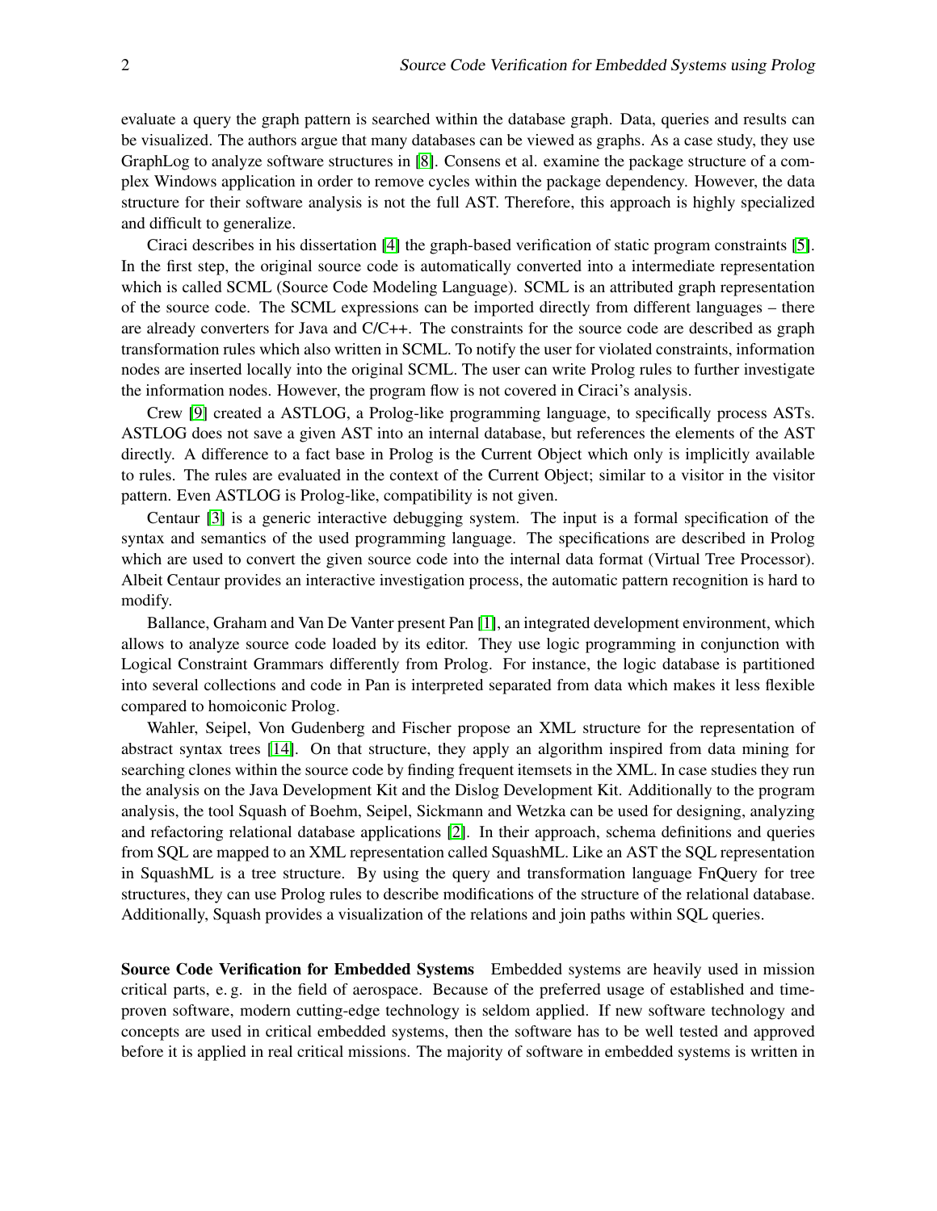evaluate a query the graph pattern is searched within the database graph. Data, queries and results can be visualized. The authors argue that many databases can be viewed as graphs. As a case study, they use GraphLog to analyze software structures in [8]. Consens et al. examine the package structure of a complex Windows application in order to remove cycles within the package dependency. However, the data structure for their software analysis is not the full AST. Therefore, this approach is highly specialized and difficult to generalize.

Ciraci describes in his dissertation [4] the graph-based verification of static program constraints [5]. In the first step, the original source code is automatically converted into a intermediate representation which is called SCML (Source Code Modeling Language). SCML is an attributed graph representation of the source code. The SCML expressions can be imported directly from different languages – there are already converters for Java and C/C++. The constraints for the source code are described as graph transformation rules which also written in SCML. To notify the user for violated constraints, information nodes are inserted locally into the original SCML. The user can write Prolog rules to further investigate the information nodes. However, the program flow is not covered in Ciraci's analysis.

Crew [9] created a ASTLOG, a Prolog-like programming language, to specifically process ASTs. ASTLOG does not save a given AST into an internal database, but references the elements of the AST directly. A difference to a fact base in Prolog is the Current Object which only is implicitly available to rules. The rules are evaluated in the context of the Current Object; similar to a visitor in the visitor pattern. Even ASTLOG is Prolog-like, compatibility is not given.

Centaur [3] is a generic interactive debugging system. The input is a formal specification of the syntax and semantics of the used programming language. The specifications are described in Prolog which are used to convert the given source code into the internal data format (Virtual Tree Processor). Albeit Centaur provides an interactive investigation process, the automatic pattern recognition is hard to modify.

Ballance, Graham and Van De Vanter present Pan [1], an integrated development environment, which allows to analyze source code loaded by its editor. They use logic programming in conjunction with Logical Constraint Grammars differently from Prolog. For instance, the logic database is partitioned into several collections and code in Pan is interpreted separated from data which makes it less flexible compared to homoiconic Prolog.

Wahler, Seipel, Von Gudenberg and Fischer propose an XML structure for the representation of abstract syntax trees [14]. On that structure, they apply an algorithm inspired from data mining for searching clones within the source code by finding frequent itemsets in the XML. In case studies they run the analysis on the Java Development Kit and the Dislog Development Kit. Additionally to the program analysis, the tool Squash of Boehm, Seipel, Sickmann and Wetzka can be used for designing, analyzing and refactoring relational database applications [2]. In their approach, schema definitions and queries from SQL are mapped to an XML representation called SquashML. Like an AST the SQL representation in SquashML is a tree structure. By using the query and transformation language FnQuery for tree structures, they can use Prolog rules to describe modifications of the structure of the relational database. Additionally, Squash provides a visualization of the relations and join paths within SQL queries.

**Source Code Verification for Embedded Systems** Embedded systems are heavily used in mission critical parts, e. g. in the field of aerospace. Because of the preferred usage of established and time-proven software, modern cutting-edge technology is seldom applied. If new software technology and concepts are used in critical embedded systems, then the software has to be well tested and approved before it is applied in real critical missions. The majority of software in embedded systems is written in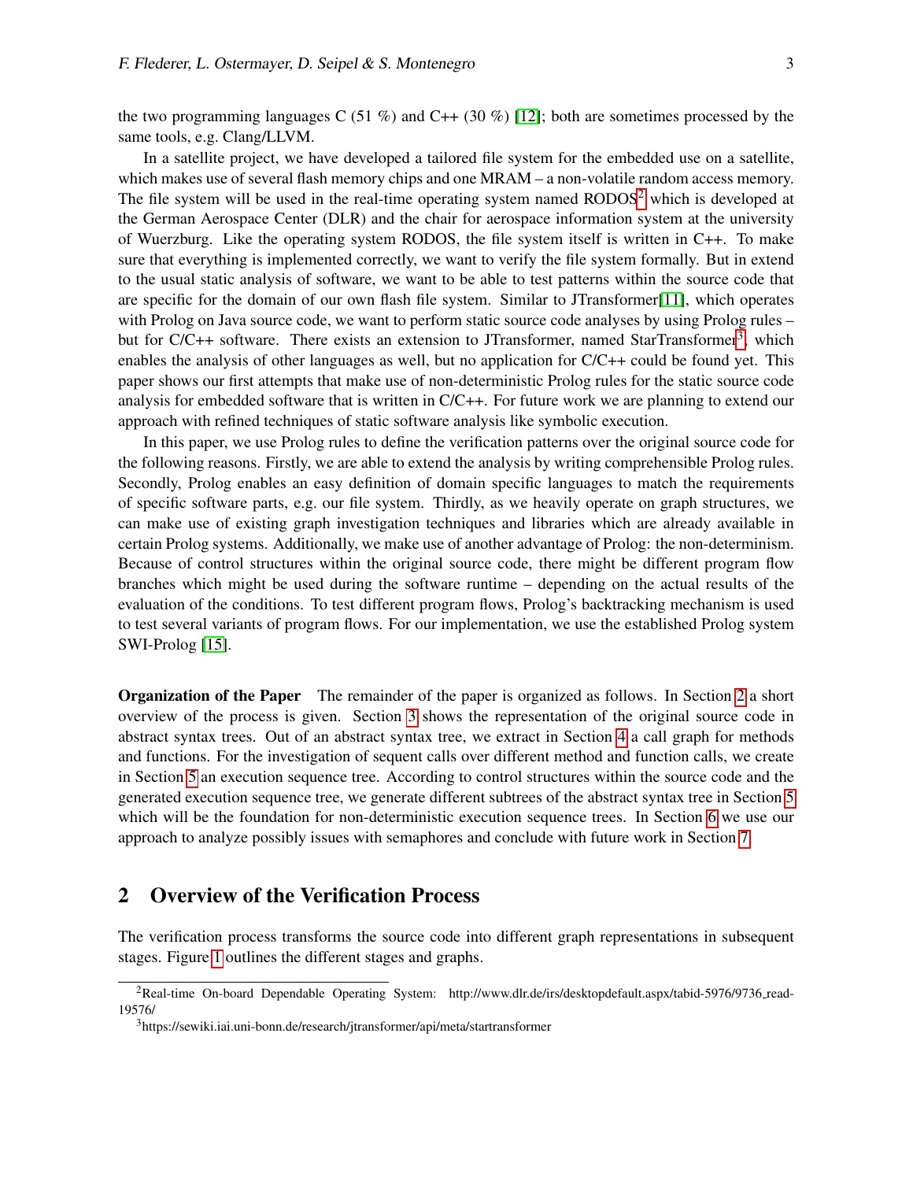the two programming languages C (51 %) and C++ (30 %) [12]; both are sometimes processed by the same tools, e.g. Clang/LLVM.

In a satellite project, we have developed a tailored file system for the embedded use on a satellite, which makes use of several flash memory chips and one MRAM – a non-volatile random access memory. The file system will be used in the real-time operating system named RODOS[2] which is developed at the German Aerospace Center (DLR) and the chair for aerospace information system at the university of Wuerzburg. Like the operating system RODOS, the file system itself is written in C++. To make sure that everything is implemented correctly, we want to verify the file system formally. But in extend to the usual static analysis of software, we want to be able to test patterns within the source code that are specific for the domain of our own flash file system. Similar to JTransformer[11], which operates with Prolog on Java source code, we want to perform static source code analyses by using Prolog rules – but for C/C++ software. There exists an extension to JTransformer, named StarTransformer[3], which enables the analysis of other languages as well, but no application for C/C++ could be found yet. This paper shows our first attempts that make use of non-deterministic Prolog rules for the static source code analysis for embedded software that is written in C/C++. For future work we are planning to extend our approach with refined techniques of static software analysis like symbolic execution.

In this paper, we use Prolog rules to define the verification patterns over the original source code for the following reasons. Firstly, we are able to extend the analysis by writing comprehensible Prolog rules. Secondly, Prolog enables an easy definition of domain specific languages to match the requirements of specific software parts, e.g. our file system. Thirdly, as we heavily operate on graph structures, we can make use of existing graph investigation techniques and libraries which are already available in certain Prolog systems. Additionally, we make use of another advantage of Prolog: the non-determinism. Because of control structures within the original source code, there might be different program flow branches which might be used during the software runtime – depending on the actual results of the evaluation of the conditions. To test different program flows, Prolog's backtracking mechanism is used to test several variants of program flows. For our implementation, we use the established Prolog system SWI-Prolog [15].

**Organization of the Paper** The remainder of the paper is organized as follows. In Section 2 a short overview of the process is given. Section 3 shows the representation of the original source code in abstract syntax trees. Out of an abstract syntax tree, we extract in Section 4 a call graph for methods and functions. For the investigation of sequent calls over different method and function calls, we create in Section 5 an execution sequence tree. According to control structures within the source code and the generated execution sequence tree, we generate different subtrees of the abstract syntax tree in Section 5 which will be the foundation for non-deterministic execution sequence trees. In Section 6 we use our approach to analyze possibly issues with semaphores and conclude with future work in Section 7.

## 2 Overview of the Verification Process

The verification process transforms the source code into different graph representations in subsequent stages. Figure 1 outlines the different stages and graphs.

[2] Real-time On-board Dependable Operating System: http://www.dlr.de/irs/desktopdefault.aspx/tabid-5976/9736_read-19576/

[3] https://sewiki.iai.uni-bonn.de/research/jtransformer/api/meta/startransformer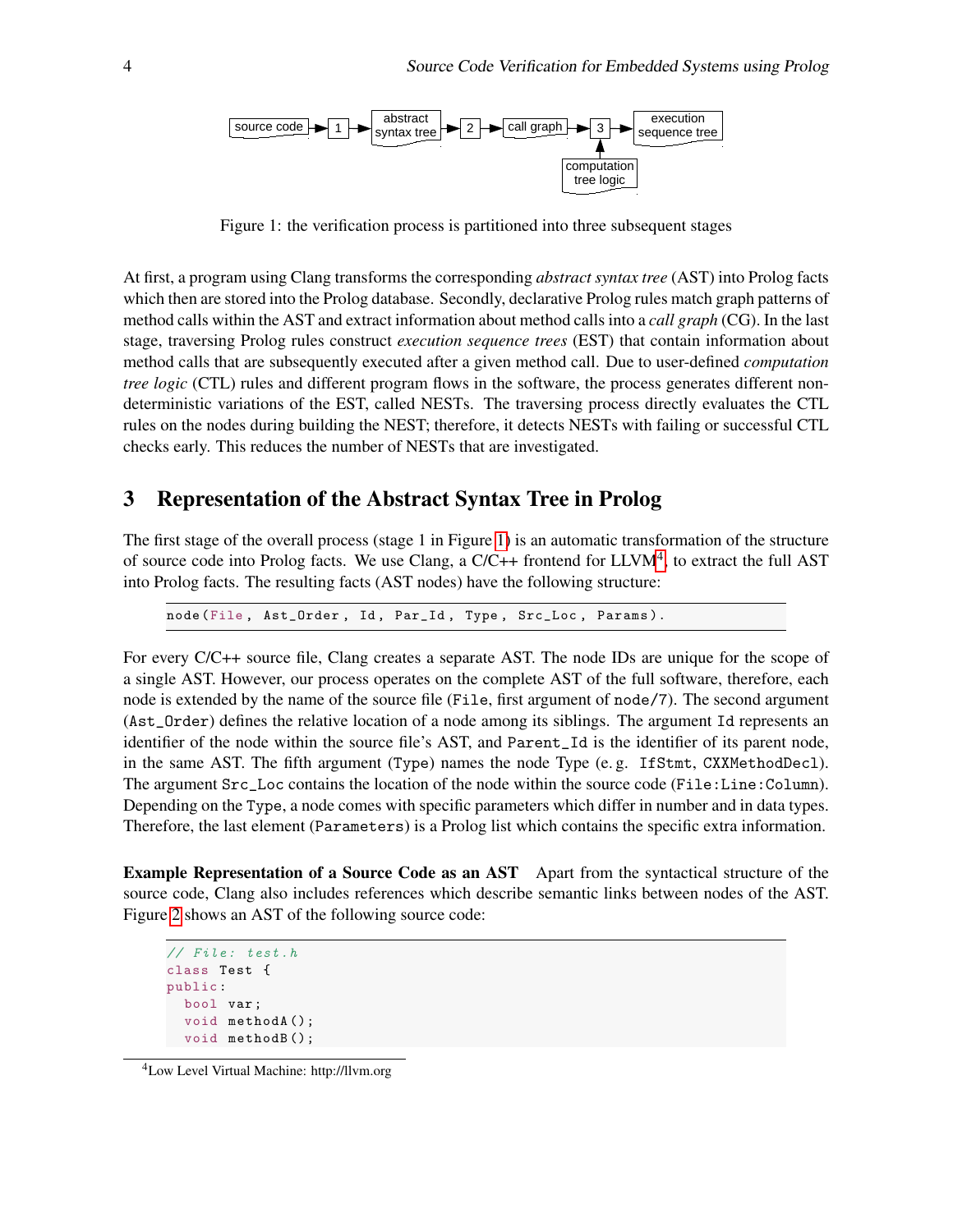Figure 1: the verification process is partitioned into three subsequent stages

At first, a program using Clang transforms the corresponding *abstract syntax tree* (AST) into Prolog facts which then are stored into the Prolog database. Secondly, declarative Prolog rules match graph patterns of method calls within the AST and extract information about method calls into a *call graph* (CG). In the last stage, traversing Prolog rules construct *execution sequence trees* (EST) that contain information about method calls that are subsequently executed after a given method call. Due to user-defined *computation tree logic* (CTL) rules and different program flows in the software, the process generates different non-deterministic variations of the EST, called NESTs. The traversing process directly evaluates the CTL rules on the nodes during building the NEST; therefore, it detects NESTs with failing or successful CTL checks early. This reduces the number of NESTs that are investigated.

## 3 Representation of the Abstract Syntax Tree in Prolog

The first stage of the overall process (stage 1 in Figure 1) is an automatic transformation of the structure of source code into Prolog facts. We use Clang, a C/C++ frontend for LLVM[4], to extract the full AST into Prolog facts. The resulting facts (AST nodes) have the following structure:

```
node(File, Ast_Order, Id, Par_Id, Type, Src_Loc, Params).
```

For every C/C++ source file, Clang creates a separate AST. The node IDs are unique for the scope of a single AST. However, our process operates on the complete AST of the full software, therefore, each node is extended by the name of the source file (`File`, first argument of `node/7`). The second argument (`Ast_Order`) defines the relative location of a node among its siblings. The argument `Id` represents an identifier of the node within the source file's AST, and `Parent_Id` is the identifier of its parent node, in the same AST. The fifth argument (`Type`) names the node Type (e. g. `IfStmt`, `CXXMethodDecl`). The argument `Src_Loc` contains the location of the node within the source code (`File:Line:Column`). Depending on the `Type`, a node comes with specific parameters which differ in number and in data types. Therefore, the last element (`Parameters`) is a Prolog list which contains the specific extra information.

**Example Representation of a Source Code as an AST** Apart from the syntactical structure of the source code, Clang also includes references which describe semantic links between nodes of the AST. Figure 2 shows an AST of the following source code:

```
// File: test.h
class Test {
public:
  bool var;
  void methodA();
  void methodB();
```

[4] Low Level Virtual Machine: http://llvm.org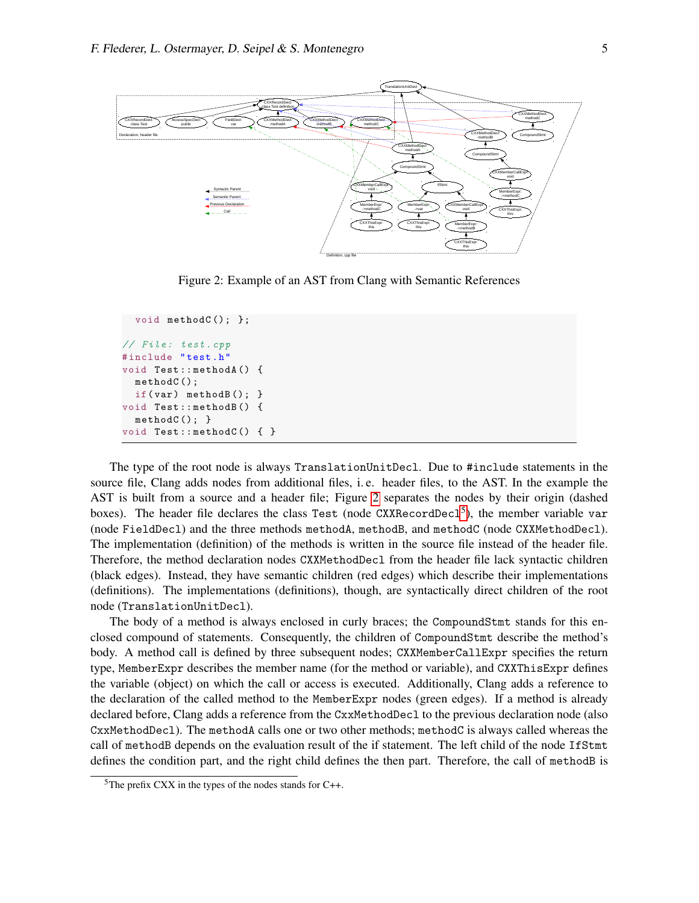Figure 2: Example of an AST from Clang with Semantic References

```
  void methodC(); };

// File: test.cpp
#include "test.h"
void Test::methodA() {
  methodC();
  if(var) methodB(); }
void Test::methodB() {
  methodC(); }
void Test::methodC() { }
```

The type of the root node is always `TranslationUnitDecl`. Due to `#include` statements in the source file, Clang adds nodes from additional files, i. e. header files, to the AST. In the example the AST is built from a source and a header file; Figure 2 separates the nodes by their origin (dashed boxes). The header file declares the class `Test` (node `CXXRecordDecl`[5]), the member variable `var` (node `FieldDecl`) and the three methods `methodA`, `methodB`, and `methodC` (node `CXXMethodDecl`). The implementation (definition) of the methods is written in the source file instead of the header file. Therefore, the method declaration nodes `CXXMethodDecl` from the header file lack syntactic children (black edges). Instead, they have semantic children (red edges) which describe their implementations (definitions). The implementations (definitions), though, are syntactically direct children of the root node (`TranslationUnitDecl`).

The body of a method is always enclosed in curly braces; the `CompoundStmt` stands for this enclosed compound of statements. Consequently, the children of `CompoundStmt` describe the method's body. A method call is defined by three subsequent nodes; `CXXMemberCallExpr` specifies the return type, `MemberExpr` describes the member name (for the method or variable), and `CXXThisExpr` defines the variable (object) on which the call or access is executed. Additionally, Clang adds a reference to the declaration of the called method to the `MemberExpr` nodes (green edges). If a method is already declared before, Clang adds a reference from the `CxxMethodDecl` to the previous declaration node (also `CxxMethodDecl`). The `methodA` calls one or two other methods; `methodC` is always called whereas the call of `methodB` depends on the evaluation result of the if statement. The left child of the node `IfStmt` defines the condition part, and the right child defines the then part. Therefore, the call of `methodB` is

[5]The prefix CXX in the types of the nodes stands for C++.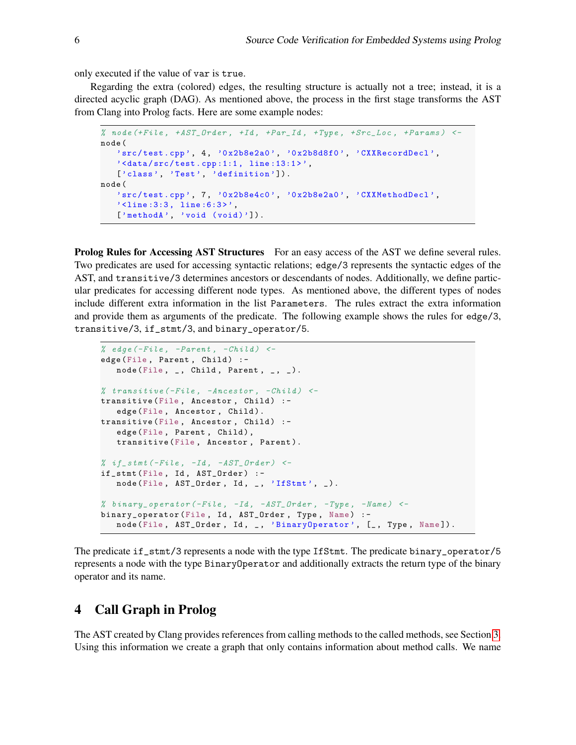only executed if the value of var is true.

Regarding the extra (colored) edges, the resulting structure is actually not a tree; instead, it is a directed acyclic graph (DAG). As mentioned above, the process in the first stage transforms the AST from Clang into Prolog facts. Here are some example nodes:

```
% node(+File, +AST_Order, +Id, +Par_Id, +Type, +Src_Loc, +Params) <-
node(
   'src/test.cpp', 4, '0x2b8e2a0', '0x2b8d8f0', 'CXXRecordDecl',
   '<data/src/test.cpp:1:1, line:13:1>',
   ['class', 'Test', 'definition']).
node(
   'src/test.cpp', 7, '0x2b8e4c0', '0x2b8e2a0', 'CXXMethodDecl',
   '<line:3:3, line:6:3>',
   ['methodA', 'void (void)']).
```

**Prolog Rules for Accessing AST Structures** For an easy access of the AST we define several rules. Two predicates are used for accessing syntactic relations; edge/3 represents the syntactic edges of the AST, and transitive/3 determines ancestors or descendants of nodes. Additionally, we define particular predicates for accessing different node types. As mentioned above, the different types of nodes include different extra information in the list Parameters. The rules extract the extra information and provide them as arguments of the predicate. The following example shows the rules for edge/3, transitive/3, if_stmt/3, and binary_operator/5.

```
% edge(-File, -Parent, -Child) <-
edge(File, Parent, Child) :-
   node(File, _, Child, Parent, _, _).

% transitive(-File, -Ancestor, -Child) <-
transitive(File, Ancestor, Child) :-
   edge(File, Ancestor, Child).
transitive(File, Ancestor, Child) :-
   edge(File, Parent, Child),
   transitive(File, Ancestor, Parent).

% if_stmt(-File, -Id, -AST_Order) <-
if_stmt(File, Id, AST_Order) :-
   node(File, AST_Order, Id, _, 'IfStmt', _).

% binary_operator(-File, -Id, -AST_Order, -Type, -Name) <-
binary_operator(File, Id, AST_Order, Type, Name) :-
   node(File, AST_Order, Id, _, 'BinaryOperator', [_, Type, Name]).
```

The predicate if_stmt/3 represents a node with the type IfStmt. The predicate binary_operator/5 represents a node with the type BinaryOperator and additionally extracts the return type of the binary operator and its name.

## 4 Call Graph in Prolog

The AST created by Clang provides references from calling methods to the called methods, see Section 3. Using this information we create a graph that only contains information about method calls. We name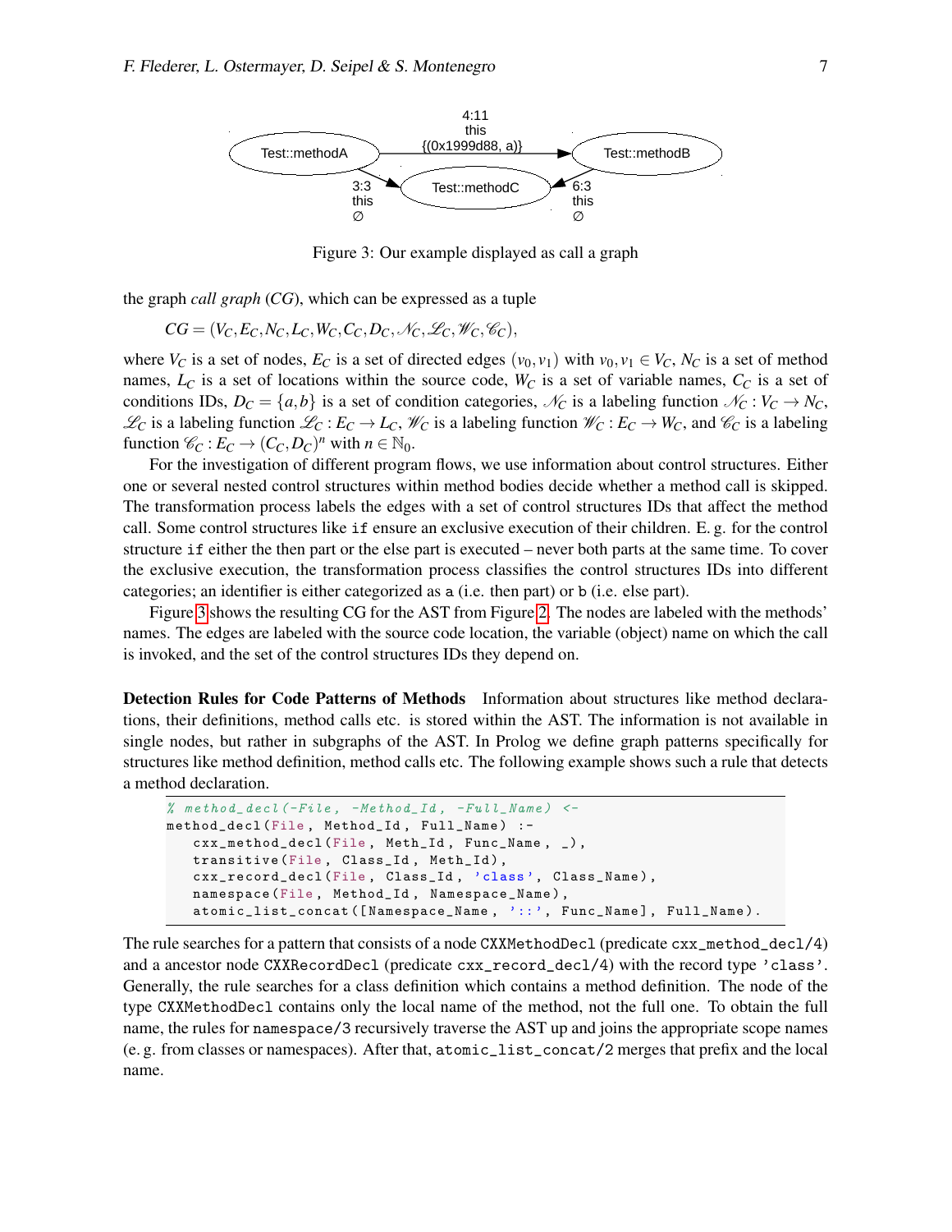Figure 3: Our example displayed as call a graph

the graph *call graph* (*CG*), which can be expressed as a tuple

$$CG = (V_C, E_C, N_C, L_C, W_C, C_C, D_C, \mathcal{N}_C, \mathcal{L}_C, \mathcal{W}_C, \mathcal{C}_C),$$

where $V_C$ is a set of nodes, $E_C$ is a set of directed edges $(v_0, v_1)$ with $v_0, v_1 \in V_C$, $N_C$ is a set of method names, $L_C$ is a set of locations within the source code, $W_C$ is a set of variable names, $C_C$ is a set of conditions IDs, $D_C = \{a, b\}$ is a set of condition categories, $\mathcal{N}_C$ is a labeling function $\mathcal{N}_C : V_C \to N_C$, $\mathcal{L}_C$ is a labeling function $\mathcal{L}_C : E_C \to L_C$, $\mathcal{W}_C$ is a labeling function $\mathcal{W}_C : E_C \to W_C$, and $\mathcal{C}_C$ is a labeling function $\mathcal{C}_C : E_C \to (C_C, D_C)^n$ with $n \in \mathbb{N}_0$.

For the investigation of different program flows, we use information about control structures. Either one or several nested control structures within method bodies decide whether a method call is skipped. The transformation process labels the edges with a set of control structures IDs that affect the method call. Some control structures like `if` ensure an exclusive execution of their children. E. g. for the control structure `if` either the then part or the else part is executed – never both parts at the same time. To cover the exclusive execution, the transformation process classifies the control structures IDs into different categories; an identifier is either categorized as `a` (i.e. then part) or `b` (i.e. else part).

Figure 3 shows the resulting CG for the AST from Figure 2. The nodes are labeled with the methods' names. The edges are labeled with the source code location, the variable (object) name on which the call is invoked, and the set of the control structures IDs they depend on.

**Detection Rules for Code Patterns of Methods** Information about structures like method declarations, their definitions, method calls etc. is stored within the AST. The information is not available in single nodes, but rather in subgraphs of the AST. In Prolog we define graph patterns specifically for structures like method definition, method calls etc. The following example shows such a rule that detects a method declaration.

```
% method_decl(-File, -Method_Id, -Full_Name) <-
method_decl(File, Method_Id, Full_Name) :-
    cxx_method_decl(File, Meth_Id, Func_Name, _),
    transitive(File, Class_Id, Meth_Id),
    cxx_record_decl(File, Class_Id, 'class', Class_Name),
    namespace(File, Method_Id, Namespace_Name),
    atomic_list_concat([Namespace_Name, '::', Func_Name], Full_Name).
```

The rule searches for a pattern that consists of a node `CXXMethodDecl` (predicate `cxx_method_decl/4`) and a ancestor node `CXXRecordDecl` (predicate `cxx_record_decl/4`) with the record type `'class'`. Generally, the rule searches for a class definition which contains a method definition. The node of the type `CXXMethodDecl` contains only the local name of the method, not the full one. To obtain the full name, the rules for `namespace/3` recursively traverse the AST up and joins the appropriate scope names (e. g. from classes or namespaces). After that, `atomic_list_concat/2` merges that prefix and the local name.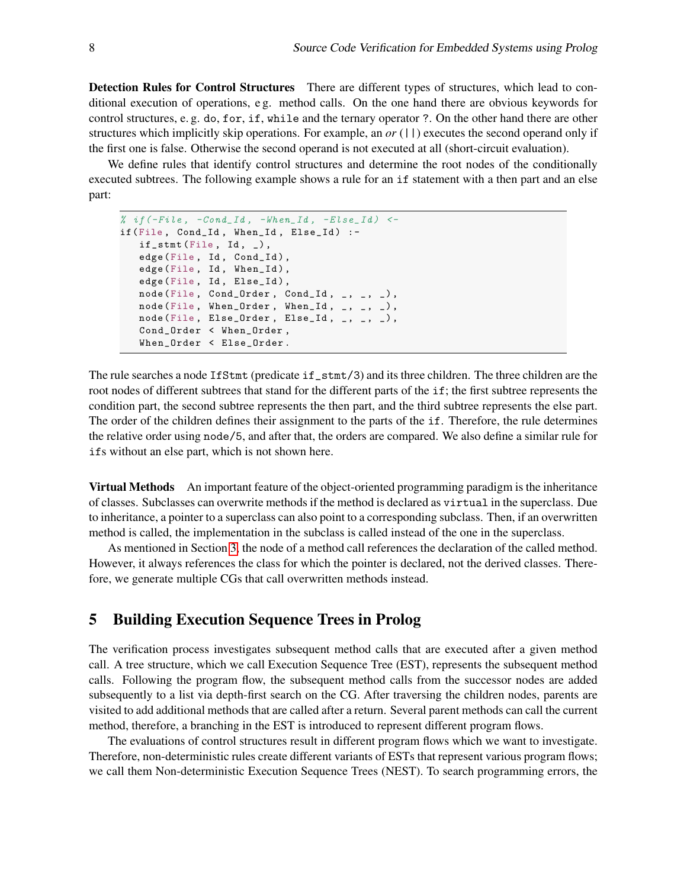**Detection Rules for Control Structures** There are different types of structures, which lead to conditional execution of operations, e g. method calls. On the one hand there are obvious keywords for control structures, e. g. do, for, if, while and the ternary operator ?. On the other hand there are other structures which implicitly skip operations. For example, an *or* (||) executes the second operand only if the first one is false. Otherwise the second operand is not executed at all (short-circuit evaluation).

We define rules that identify control structures and determine the root nodes of the conditionally executed subtrees. The following example shows a rule for an if statement with a then part and an else part:

```
% if(-File, -Cond_Id, -When_Id, -Else_Id) <-
if(File, Cond_Id, When_Id, Else_Id) :-
    if_stmt(File, Id, _),
    edge(File, Id, Cond_Id),
    edge(File, Id, When_Id),
    edge(File, Id, Else_Id),
    node(File, Cond_Order, Cond_Id, _, _, _),
    node(File, When_Order, When_Id, _, _, _),
    node(File, Else_Order, Else_Id, _, _, _),
    Cond_Order < When_Order,
    When_Order < Else_Order.
```

The rule searches a node IfStmt (predicate if_stmt/3) and its three children. The three children are the root nodes of different subtrees that stand for the different parts of the if; the first subtree represents the condition part, the second subtree represents the then part, and the third subtree represents the else part. The order of the children defines their assignment to the parts of the if. Therefore, the rule determines the relative order using node/5, and after that, the orders are compared. We also define a similar rule for ifs without an else part, which is not shown here.

**Virtual Methods** An important feature of the object-oriented programming paradigm is the inheritance of classes. Subclasses can overwrite methods if the method is declared as virtual in the superclass. Due to inheritance, a pointer to a superclass can also point to a corresponding subclass. Then, if an overwritten method is called, the implementation in the subclass is called instead of the one in the superclass.

As mentioned in Section 3, the node of a method call references the declaration of the called method. However, it always references the class for which the pointer is declared, not the derived classes. Therefore, we generate multiple CGs that call overwritten methods instead.

## 5 Building Execution Sequence Trees in Prolog

The verification process investigates subsequent method calls that are executed after a given method call. A tree structure, which we call Execution Sequence Tree (EST), represents the subsequent method calls. Following the program flow, the subsequent method calls from the successor nodes are added subsequently to a list via depth-first search on the CG. After traversing the children nodes, parents are visited to add additional methods that are called after a return. Several parent methods can call the current method, therefore, a branching in the EST is introduced to represent different program flows.

The evaluations of control structures result in different program flows which we want to investigate. Therefore, non-deterministic rules create different variants of ESTs that represent various program flows; we call them Non-deterministic Execution Sequence Trees (NEST). To search programming errors, the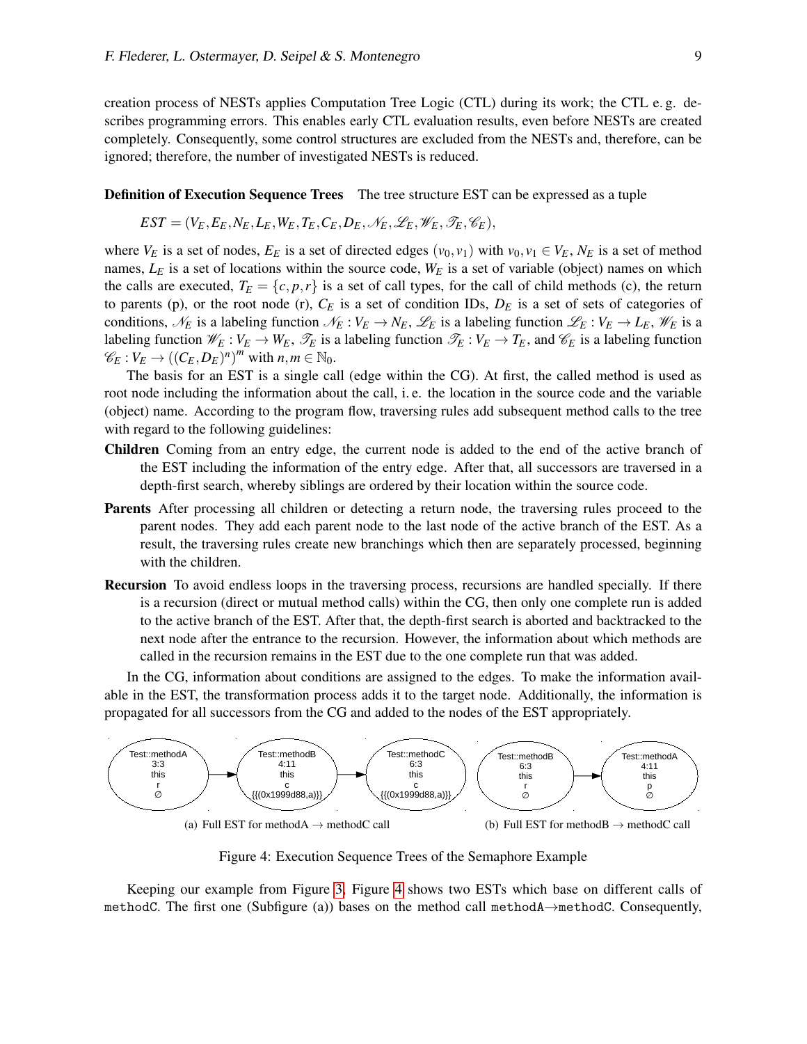creation process of NESTs applies Computation Tree Logic (CTL) during its work; the CTL e. g. describes programming errors. This enables early CTL evaluation results, even before NESTs are created completely. Consequently, some control structures are excluded from the NESTs and, therefore, can be ignored; therefore, the number of investigated NESTs is reduced.

**Definition of Execution Sequence Trees** The tree structure EST can be expressed as a tuple

$$EST = (V_E, E_E, N_E, L_E, W_E, T_E, C_E, D_E, \mathscr{N}_E, \mathscr{L}_E, \mathscr{W}_E, \mathscr{T}_E, \mathscr{C}_E),$$

where $V_E$ is a set of nodes, $E_E$ is a set of directed edges $(v_0, v_1)$ with $v_0, v_1 \in V_E$, $N_E$ is a set of method names, $L_E$ is a set of locations within the source code, $W_E$ is a set of variable (object) names on which the calls are executed, $T_E = \{c, p, r\}$ is a set of call types, for the call of child methods (c), the return to parents (p), or the root node (r), $C_E$ is a set of condition IDs, $D_E$ is a set of sets of categories of conditions, $\mathscr{N}_E$ is a labeling function $\mathscr{N}_E : V_E \to N_E$, $\mathscr{L}_E$ is a labeling function $\mathscr{L}_E : V_E \to L_E$, $\mathscr{W}_E$ is a labeling function $\mathscr{W}_E : V_E \to W_E$, $\mathscr{T}_E$ is a labeling function $\mathscr{T}_E : V_E \to T_E$, and $\mathscr{C}_E$ is a labeling function $\mathscr{C}_E : V_E \to ((C_E, D_E)^n)^m$ with $n, m \in \mathbb{N}_0$.

The basis for an EST is a single call (edge within the CG). At first, the called method is used as root node including the information about the call, i. e. the location in the source code and the variable (object) name. According to the program flow, traversing rules add subsequent method calls to the tree with regard to the following guidelines:

**Children** Coming from an entry edge, the current node is added to the end of the active branch of the EST including the information of the entry edge. After that, all successors are traversed in a depth-first search, whereby siblings are ordered by their location within the source code.

**Parents** After processing all children or detecting a return node, the traversing rules proceed to the parent nodes. They add each parent node to the last node of the active branch of the EST. As a result, the traversing rules create new branchings which then are separately processed, beginning with the children.

**Recursion** To avoid endless loops in the traversing process, recursions are handled specially. If there is a recursion (direct or mutual method calls) within the CG, then only one complete run is added to the active branch of the EST. After that, the depth-first search is aborted and backtracked to the next node after the entrance to the recursion. However, the information about which methods are called in the recursion remains in the EST due to the one complete run that was added.

In the CG, information about conditions are assigned to the edges. To make the information available in the EST, the transformation process adds it to the target node. Additionally, the information is propagated for all successors from the CG and added to the nodes of the EST appropriately.

(a) Full EST for methodA → methodC call

(b) Full EST for methodB → methodC call

Figure 4: Execution Sequence Trees of the Semaphore Example

Keeping our example from Figure 3, Figure 4 shows two ESTs which base on different calls of `methodC`. The first one (Subfigure (a)) bases on the method call `methodA`→`methodC`. Consequently,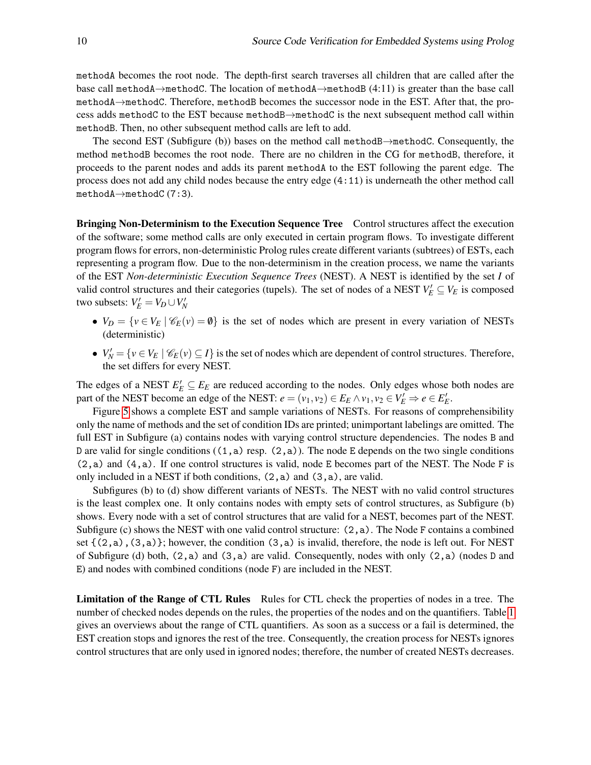methodA becomes the root node. The depth-first search traverses all children that are called after the base call methodA→methodC. The location of methodA→methodB (4:11) is greater than the base call methodA→methodC. Therefore, methodB becomes the successor node in the EST. After that, the process adds methodC to the EST because methodB→methodC is the next subsequent method call within methodB. Then, no other subsequent method calls are left to add.

The second EST (Subfigure (b)) bases on the method call methodB→methodC. Consequently, the method methodB becomes the root node. There are no children in the CG for methodB, therefore, it proceeds to the parent nodes and adds its parent methodA to the EST following the parent edge. The process does not add any child nodes because the entry edge (4:11) is underneath the other method call methodA→methodC (7:3).

**Bringing Non-Determinism to the Execution Sequence Tree** Control structures affect the execution of the software; some method calls are only executed in certain program flows. To investigate different program flows for errors, non-deterministic Prolog rules create different variants (subtrees) of ESTs, each representing a program flow. Due to the non-determinism in the creation process, we name the variants of the EST *Non-deterministic Execution Sequence Trees* (NEST). A NEST is identified by the set $I$ of valid control structures and their categories (tupels). The set of nodes of a NEST $V'_E \subseteq V_E$ is composed two subsets: $V'_E = V_D \cup V'_N$

- $V_D = \{v \in V_E \mid \mathscr{C}_E(v) = \emptyset\}$ is the set of nodes which are present in every variation of NESTs (deterministic)
- $V'_N = \{v \in V_E \mid \mathscr{C}_E(v) \subseteq I\}$ is the set of nodes which are dependent of control structures. Therefore, the set differs for every NEST.

The edges of a NEST $E'_E \subseteq E_E$ are reduced according to the nodes. Only edges whose both nodes are part of the NEST become an edge of the NEST: $e = (v_1, v_2) \in E_E \wedge v_1, v_2 \in V'_E \Rightarrow e \in E'_E$.

Figure 5 shows a complete EST and sample variations of NESTs. For reasons of comprehensibility only the name of methods and the set of condition IDs are printed; unimportant labelings are omitted. The full EST in Subfigure (a) contains nodes with varying control structure dependencies. The nodes B and D are valid for single conditions ((1,a) resp. (2,a)). The node E depends on the two single conditions (2,a) and (4,a). If one control structures is valid, node E becomes part of the NEST. The Node F is only included in a NEST if both conditions, (2,a) and (3,a), are valid.

Subfigures (b) to (d) show different variants of NESTs. The NEST with no valid control structures is the least complex one. It only contains nodes with empty sets of control structures, as Subfigure (b) shows. Every node with a set of control structures that are valid for a NEST, becomes part of the NEST. Subfigure (c) shows the NEST with one valid control structure: (2,a). The Node F contains a combined set {(2,a),(3,a)}; however, the condition (3,a) is invalid, therefore, the node is left out. For NEST of Subfigure (d) both, (2,a) and (3,a) are valid. Consequently, nodes with only (2,a) (nodes D and E) and nodes with combined conditions (node F) are included in the NEST.

**Limitation of the Range of CTL Rules** Rules for CTL check the properties of nodes in a tree. The number of checked nodes depends on the rules, the properties of the nodes and on the quantifiers. Table 1 gives an overviews about the range of CTL quantifiers. As soon as a success or a fail is determined, the EST creation stops and ignores the rest of the tree. Consequently, the creation process for NESTs ignores control structures that are only used in ignored nodes; therefore, the number of created NESTs decreases.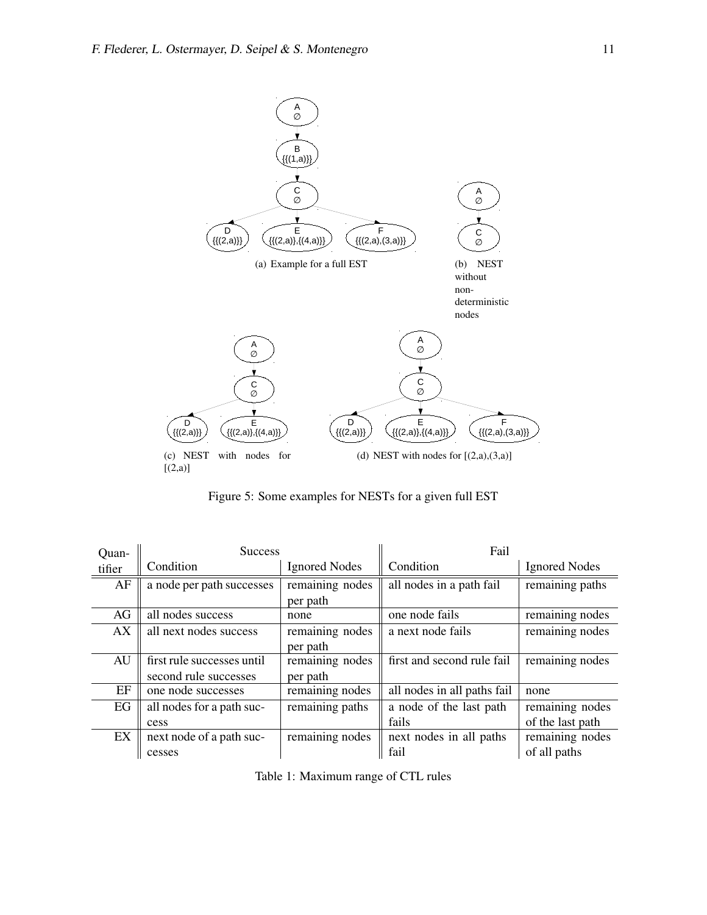(a) Example for a full EST

(b) NEST without non-deterministic nodes

(c) NEST with nodes for [(2,a)]

(d) NEST with nodes for [(2,a),(3,a)]

Figure 5: Some examples for NESTs for a given full EST

| Quantifier | Success | | Fail | |
|---|---|---|---|---|
| | Condition | Ignored Nodes | Condition | Ignored Nodes |
| AF | a node per path successes | remaining nodes per path | all nodes in a path fail | remaining paths |
| AG | all nodes success | none | one node fails | remaining nodes |
| AX | all next nodes success | remaining nodes per path | a next node fails | remaining nodes |
| AU | first rule successes until second rule successes | remaining nodes per path | first and second rule fail | remaining nodes |
| EF | one node successes | remaining nodes | all nodes in all paths fail | none |
| EG | all nodes for a path success | remaining paths | a node of the last path fails | remaining nodes of the last path |
| EX | next node of a path successes | remaining nodes | next nodes in all paths fail | remaining nodes of all paths |

Table 1: Maximum range of CTL rules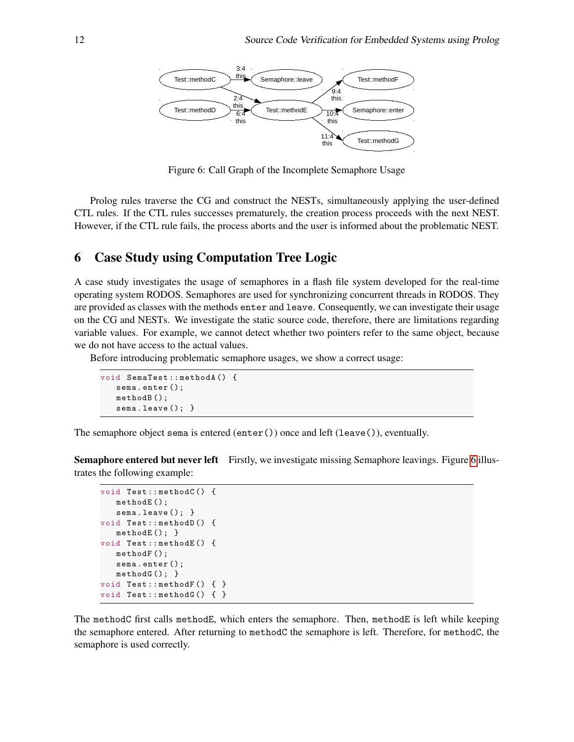Figure 6: Call Graph of the Incomplete Semaphore Usage

Prolog rules traverse the CG and construct the NESTs, simultaneously applying the user-defined CTL rules. If the CTL rules successes prematurely, the creation process proceeds with the next NEST. However, if the CTL rule fails, the process aborts and the user is informed about the problematic NEST.

## 6 Case Study using Computation Tree Logic

A case study investigates the usage of semaphores in a flash file system developed for the real-time operating system RODOS. Semaphores are used for synchronizing concurrent threads in RODOS. They are provided as classes with the methods `enter` and `leave`. Consequently, we can investigate their usage on the CG and NESTs. We investigate the static source code, therefore, there are limitations regarding variable values. For example, we cannot detect whether two pointers refer to the same object, because we do not have access to the actual values.

Before introducing problematic semaphore usages, we show a correct usage:

```
void SemaTest::methodA() {
   sema.enter();
   methodB();
   sema.leave(); }
```

The semaphore object `sema` is entered (`enter()`) once and left (`leave()`), eventually.

**Semaphore entered but never left** Firstly, we investigate missing Semaphore leavings. Figure 6 illustrates the following example:

```
void Test::methodC() {
   methodE();
   sema.leave(); }
void Test::methodD() {
   methodE(); }
void Test::methodE() {
   methodF();
   sema.enter();
   methodG(); }
void Test::methodF() { }
void Test::methodG() { }
```

The `methodC` first calls `methodE`, which enters the semaphore. Then, `methodE` is left while keeping the semaphore entered. After returning to `methodC` the semaphore is left. Therefore, for `methodC`, the semaphore is used correctly.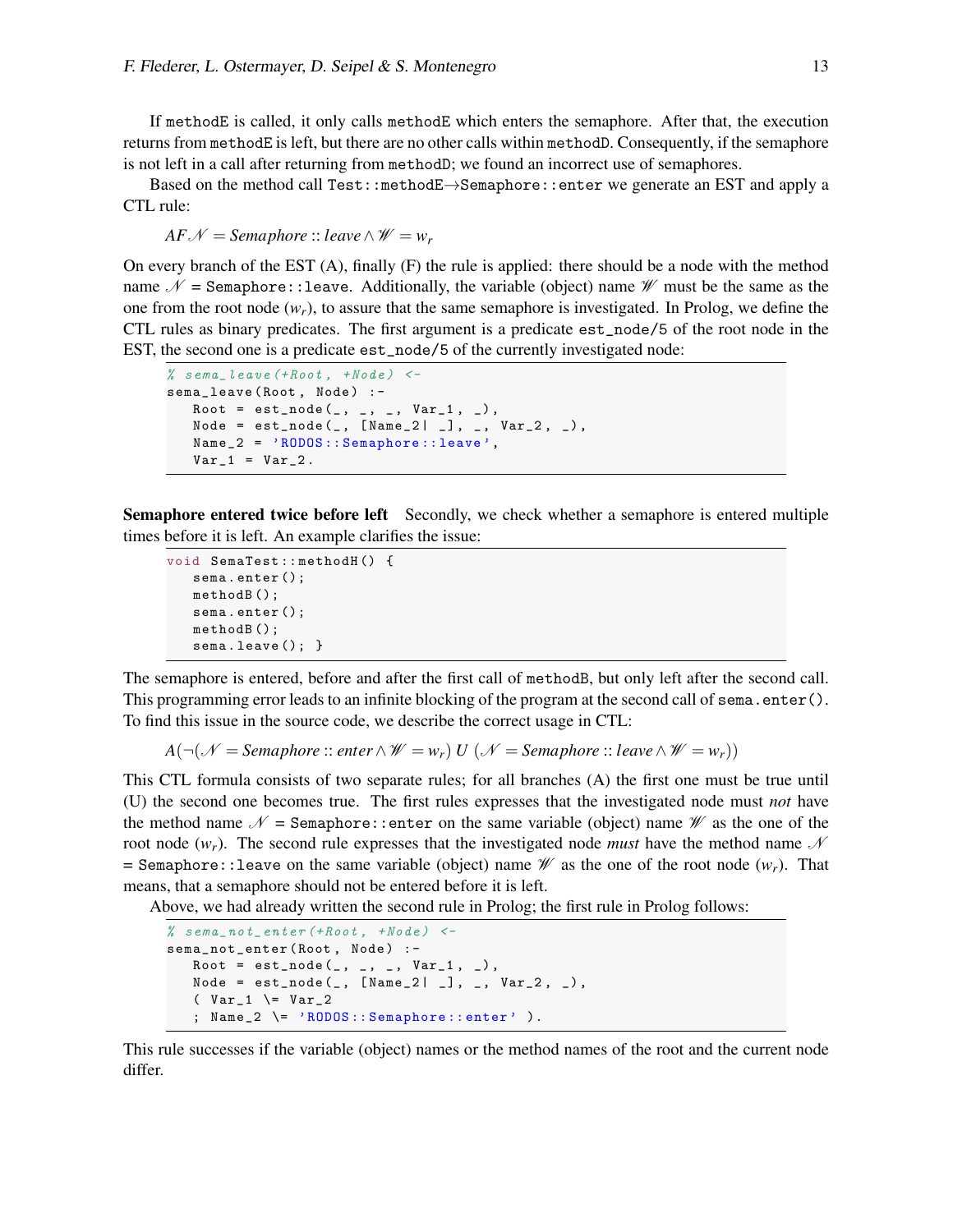If methodE is called, it only calls methodE which enters the semaphore. After that, the execution returns from methodE is left, but there are no other calls within methodD. Consequently, if the semaphore is not left in a call after returning from methodD; we found an incorrect use of semaphores.

Based on the method call Test::methodE→Semaphore::enter we generate an EST and apply a CTL rule:

$$AF\,\mathscr{N} = Semaphore :: leave \wedge \mathscr{W} = w_r$$

On every branch of the EST (A), finally (F) the rule is applied: there should be a node with the method name $\mathscr{N}$ = Semaphore::leave. Additionally, the variable (object) name $\mathscr{W}$ must be the same as the one from the root node ($w_r$), to assure that the same semaphore is investigated. In Prolog, we define the CTL rules as binary predicates. The first argument is a predicate est_node/5 of the root node in the EST, the second one is a predicate est_node/5 of the currently investigated node:

```
% sema_leave(+Root, +Node) <-
sema_leave(Root, Node) :-
   Root = est_node(_, _, _, Var_1, _),
   Node = est_node(_, [Name_2| _], _, Var_2, _),
   Name_2 = 'RODOS::Semaphore::leave',
   Var_1 = Var_2.
```

**Semaphore entered twice before left** Secondly, we check whether a semaphore is entered multiple times before it is left. An example clarifies the issue:

```
void SemaTest::methodH() {
   sema.enter();
   methodB();
   sema.enter();
   methodB();
   sema.leave(); }
```

The semaphore is entered, before and after the first call of methodB, but only left after the second call. This programming error leads to an infinite blocking of the program at the second call of sema.enter(). To find this issue in the source code, we describe the correct usage in CTL:

$$A(\neg(\mathscr{N} = Semaphore :: enter \wedge \mathscr{W} = w_r)\; U\; (\mathscr{N} = Semaphore :: leave \wedge \mathscr{W} = w_r))$$

This CTL formula consists of two separate rules; for all branches (A) the first one must be true until (U) the second one becomes true. The first rules expresses that the investigated node must *not* have the method name $\mathscr{N}$ = Semaphore::enter on the same variable (object) name $\mathscr{W}$ as the one of the root node ($w_r$). The second rule expresses that the investigated node *must* have the method name $\mathscr{N}$ = Semaphore::leave on the same variable (object) name $\mathscr{W}$ as the one of the root node ($w_r$). That means, that a semaphore should not be entered before it is left.

Above, we had already written the second rule in Prolog; the first rule in Prolog follows:

```
% sema_not_enter(+Root, +Node) <-
sema_not_enter(Root, Node) :-
   Root = est_node(_, _, _, Var_1, _),
   Node = est_node(_, [Name_2| _], _, Var_2, _),
   ( Var_1 \= Var_2
   ; Name_2 \= 'RODOS::Semaphore::enter' ).
```

This rule successes if the variable (object) names or the method names of the root and the current node differ.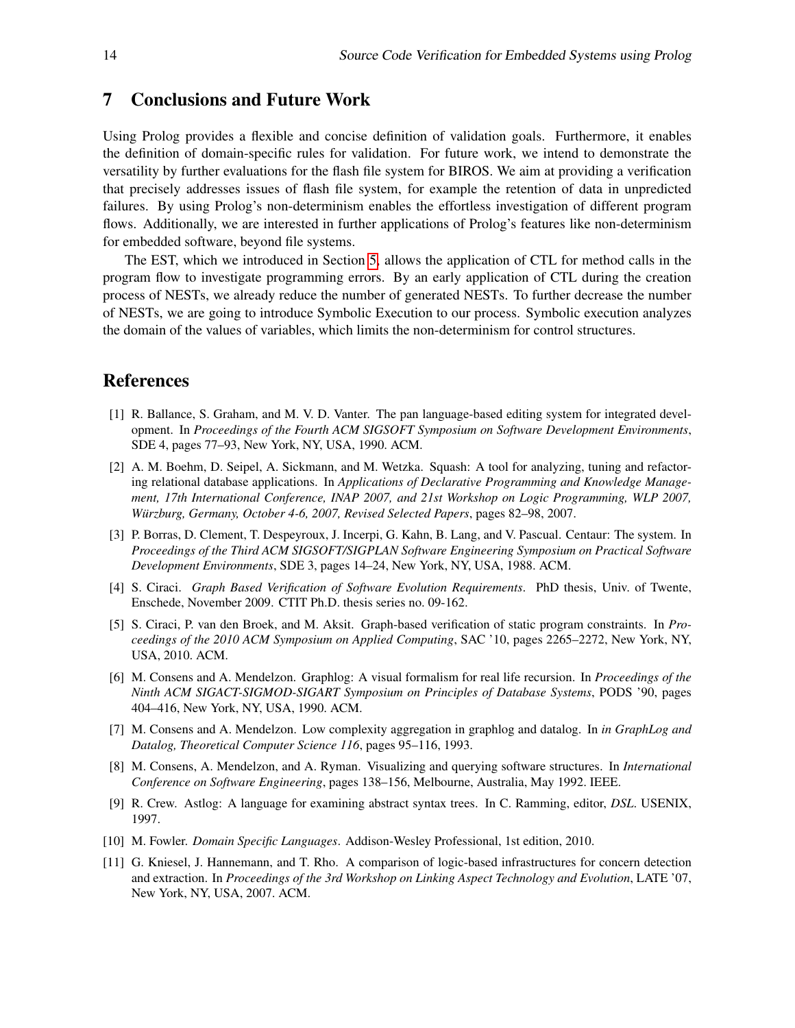## 7 Conclusions and Future Work

Using Prolog provides a flexible and concise definition of validation goals. Furthermore, it enables the definition of domain-specific rules for validation. For future work, we intend to demonstrate the versatility by further evaluations for the flash file system for BIROS. We aim at providing a verification that precisely addresses issues of flash file system, for example the retention of data in unpredicted failures. By using Prolog's non-determinism enables the effortless investigation of different program flows. Additionally, we are interested in further applications of Prolog's features like non-determinism for embedded software, beyond file systems.

The EST, which we introduced in Section 5, allows the application of CTL for method calls in the program flow to investigate programming errors. By an early application of CTL during the creation process of NESTs, we already reduce the number of generated NESTs. To further decrease the number of NESTs, we are going to introduce Symbolic Execution to our process. Symbolic execution analyzes the domain of the values of variables, which limits the non-determinism for control structures.

## References

[1] R. Ballance, S. Graham, and M. V. D. Vanter. The pan language-based editing system for integrated development. In *Proceedings of the Fourth ACM SIGSOFT Symposium on Software Development Environments*, SDE 4, pages 77–93, New York, NY, USA, 1990. ACM.

[2] A. M. Boehm, D. Seipel, A. Sickmann, and M. Wetzka. Squash: A tool for analyzing, tuning and refactoring relational database applications. In *Applications of Declarative Programming and Knowledge Management, 17th International Conference, INAP 2007, and 21st Workshop on Logic Programming, WLP 2007, Würzburg, Germany, October 4-6, 2007, Revised Selected Papers*, pages 82–98, 2007.

[3] P. Borras, D. Clement, T. Despeyroux, J. Incerpi, G. Kahn, B. Lang, and V. Pascual. Centaur: The system. In *Proceedings of the Third ACM SIGSOFT/SIGPLAN Software Engineering Symposium on Practical Software Development Environments*, SDE 3, pages 14–24, New York, NY, USA, 1988. ACM.

[4] S. Ciraci. *Graph Based Verification of Software Evolution Requirements*. PhD thesis, Univ. of Twente, Enschede, November 2009. CTIT Ph.D. thesis series no. 09-162.

[5] S. Ciraci, P. van den Broek, and M. Aksit. Graph-based verification of static program constraints. In *Proceedings of the 2010 ACM Symposium on Applied Computing*, SAC '10, pages 2265–2272, New York, NY, USA, 2010. ACM.

[6] M. Consens and A. Mendelzon. Graphlog: A visual formalism for real life recursion. In *Proceedings of the Ninth ACM SIGACT-SIGMOD-SIGART Symposium on Principles of Database Systems*, PODS '90, pages 404–416, New York, NY, USA, 1990. ACM.

[7] M. Consens and A. Mendelzon. Low complexity aggregation in graphlog and datalog. In *in GraphLog and Datalog, Theoretical Computer Science 116*, pages 95–116, 1993.

[8] M. Consens, A. Mendelzon, and A. Ryman. Visualizing and querying software structures. In *International Conference on Software Engineering*, pages 138–156, Melbourne, Australia, May 1992. IEEE.

[9] R. Crew. Astlog: A language for examining abstract syntax trees. In C. Ramming, editor, *DSL*. USENIX, 1997.

[10] M. Fowler. *Domain Specific Languages*. Addison-Wesley Professional, 1st edition, 2010.

[11] G. Kniesel, J. Hannemann, and T. Rho. A comparison of logic-based infrastructures for concern detection and extraction. In *Proceedings of the 3rd Workshop on Linking Aspect Technology and Evolution*, LATE '07, New York, NY, USA, 2007. ACM.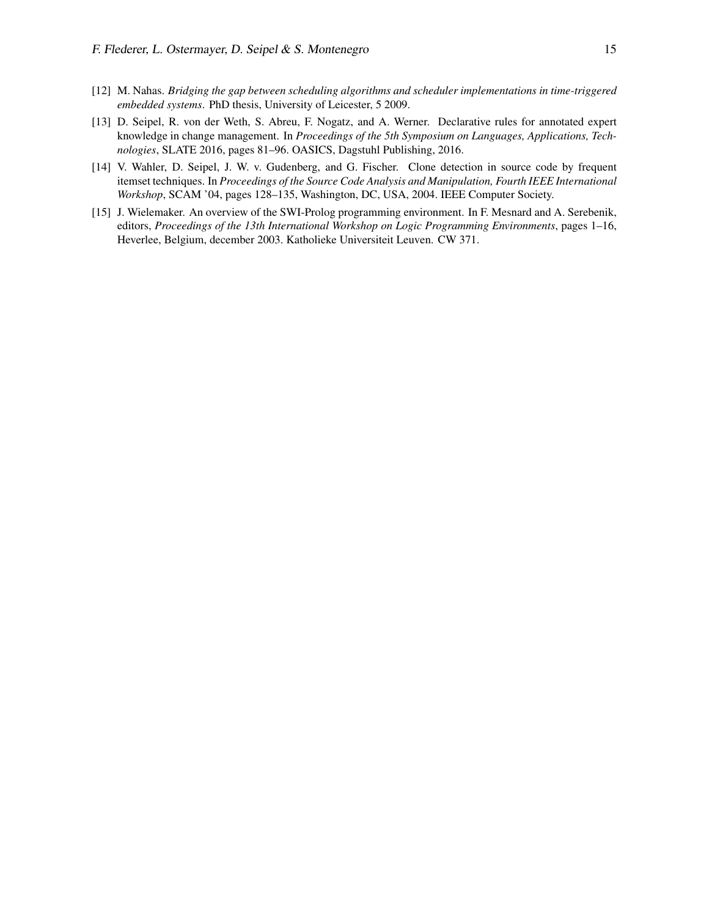[12] M. Nahas. *Bridging the gap between scheduling algorithms and scheduler implementations in time-triggered embedded systems*. PhD thesis, University of Leicester, 5 2009.

[13] D. Seipel, R. von der Weth, S. Abreu, F. Nogatz, and A. Werner. Declarative rules for annotated expert knowledge in change management. In *Proceedings of the 5th Symposium on Languages, Applications, Technologies*, SLATE 2016, pages 81–96. OASICS, Dagstuhl Publishing, 2016.

[14] V. Wahler, D. Seipel, J. W. v. Gudenberg, and G. Fischer. Clone detection in source code by frequent itemset techniques. In *Proceedings of the Source Code Analysis and Manipulation, Fourth IEEE International Workshop*, SCAM '04, pages 128–135, Washington, DC, USA, 2004. IEEE Computer Society.

[15] J. Wielemaker. An overview of the SWI-Prolog programming environment. In F. Mesnard and A. Serebenik, editors, *Proceedings of the 13th International Workshop on Logic Programming Environments*, pages 1–16, Heverlee, Belgium, december 2003. Katholieke Universiteit Leuven. CW 371.